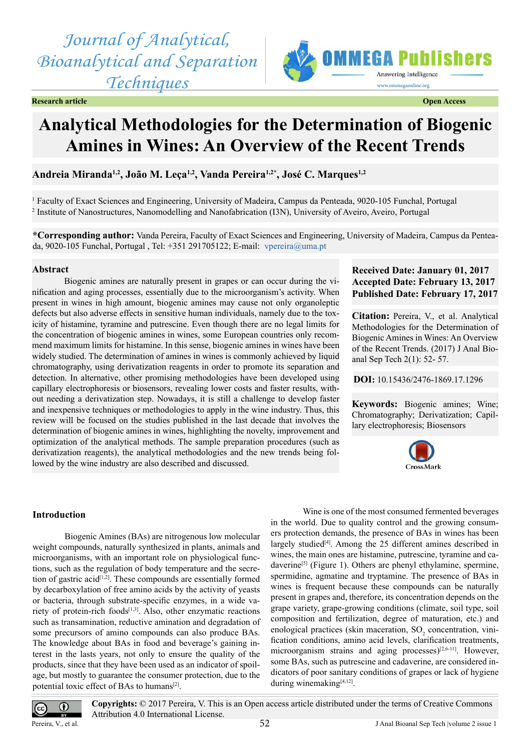Journal of Analytical, Bioanalytical and Separation Techniques

Research article | Open Access

# Analytical Methodologies for the Determination of Biogenic Amines in Wines: An Overview of the Recent Trends

**Andreia Miranda[1,2], João M. Leça[1,2], Vanda Pereira[1,2*], José C. Marques[1,2]**

[1] Faculty of Exact Sciences and Engineering, University of Madeira, Campus da Penteada, 9020-105 Funchal, Portugal
[2] Institute of Nanostructures, Nanomodelling and Nanofabrication (I3N), University of Aveiro, Aveiro, Portugal

**\*Corresponding author:** Vanda Pereira, Faculty of Exact Sciences and Engineering, University of Madeira, Campus da Penteada, 9020-105 Funchal, Portugal , Tel: +351 291705122; E-mail: vpereira@uma.pt

**Received Date: January 01, 2017**
**Accepted Date: February 13, 2017**
**Published Date: February 17, 2017**

**Citation:** Pereira, V., et al. Analytical Methodologies for the Determination of Biogenic Amines in Wines: An Overview of the Recent Trends. (2017) J Anal Bioanal Sep Tech 2(1): 52- 57.

**DOI:** 10.15436/2476-1869.17.1296

**Keywords:** Biogenic amines; Wine; Chromatography; Derivatization; Capillary electrophoresis; Biosensors

## Abstract

Biogenic amines are naturally present in grapes or can occur during the vinification and aging processes, essentially due to the microorganism's activity. When present in wines in high amount, biogenic amines may cause not only organoleptic defects but also adverse effects in sensitive human individuals, namely due to the toxicity of histamine, tyramine and putrescine. Even though there are no legal limits for the concentration of biogenic amines in wines, some European countries only recommend maximum limits for histamine. In this sense, biogenic amines in wines have been widely studied. The determination of amines in wines is commonly achieved by liquid chromatography, using derivatization reagents in order to promote its separation and detection. In alternative, other promising methodologies have been developed using capillary electrophoresis or biosensors, revealing lower costs and faster results, without needing a derivatization step. Nowadays, it is still a challenge to develop faster and inexpensive techniques or methodologies to apply in the wine industry. Thus, this review will be focused on the studies published in the last decade that involves the determination of biogenic amines in wines, highlighting the novelty, improvement and optimization of the analytical methods. The sample preparation procedures (such as derivatization reagents), the analytical methodologies and the new trends being followed by the wine industry are also described and discussed.

## Introduction

Biogenic Amines (BAs) are nitrogenous low molecular weight compounds, naturally synthesized in plants, animals and microorganisms, with an important role on physiological functions, such as the regulation of body temperature and the secretion of gastric acid[1,2]. These compounds are essentially formed by decarboxylation of free amino acids by the activity of yeasts or bacteria, through substrate-specific enzymes, in a wide variety of protein-rich foods[1,3]. Also, other enzymatic reactions such as transamination, reductive amination and degradation of some precursors of amino compounds can also produce BAs. The knowledge about BAs in food and beverage's gaining interest in the lasts years, not only to ensure the quality of the products, since that they have been used as an indicator of spoilage, but mostly to guarantee the consumer protection, due to the potential toxic effect of BAs to humans[2].

Wine is one of the most consumed fermented beverages in the world. Due to quality control and the growing consumers protection demands, the presence of BAs in wines has been largely studied[4]. Among the 25 different amines described in wines, the main ones are histamine, putrescine, tyramine and cadaverine[5] (Figure 1). Others are phenyl ethylamine, spermine, spermidine, agmatine and tryptamine. The presence of BAs in wines is frequent because these compounds can be naturally present in grapes and, therefore, its concentration depends on the grape variety, grape-growing conditions (climate, soil type, soil composition and fertilization, degree of maturation, etc.) and enological practices (skin maceration, $SO_2$ concentration, vinification conditions, amino acid levels, clarification treatments, microorganism strains and aging processes)[2,6-11]. However, some BAs, such as putrescine and cadaverine, are considered indicators of poor sanitary conditions of grapes or lack of hygiene during winemaking[4,12].

**Copyrights:** © 2017 Pereira, V. This is an Open access article distributed under the terms of Creative Commons Attribution 4.0 International License.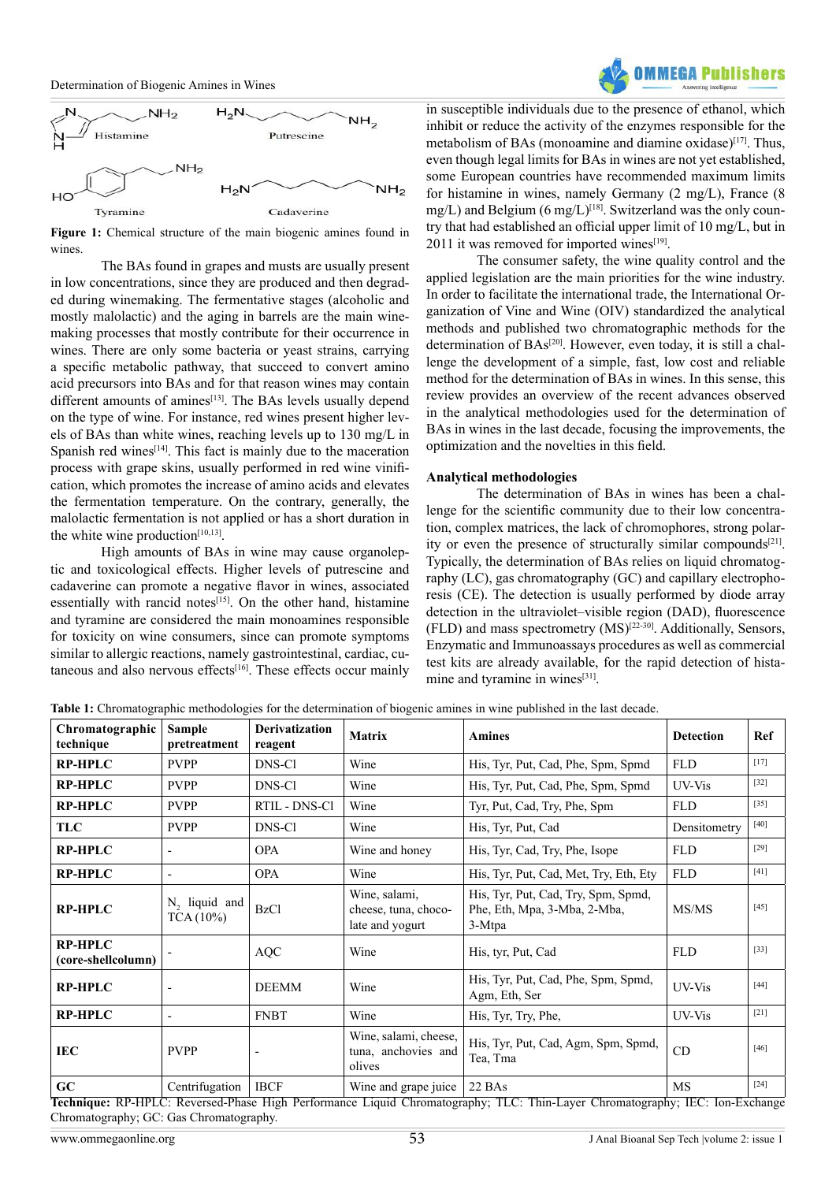Figure 1: Chemical structure of the main biogenic amines found in wines.

The BAs found in grapes and musts are usually present in low concentrations, since they are produced and then degraded during winemaking. The fermentative stages (alcoholic and mostly malolactic) and the aging in barrels are the main winemaking processes that mostly contribute for their occurrence in wines. There are only some bacteria or yeast strains, carrying a specific metabolic pathway, that succeed to convert amino acid precursors into BAs and for that reason wines may contain different amounts of amines[13]. The BAs levels usually depend on the type of wine. For instance, red wines present higher levels of BAs than white wines, reaching levels up to 130 mg/L in Spanish red wines[14]. This fact is mainly due to the maceration process with grape skins, usually performed in red wine vinification, which promotes the increase of amino acids and elevates the fermentation temperature. On the contrary, generally, the malolactic fermentation is not applied or has a short duration in the white wine production[10,13].

High amounts of BAs in wine may cause organoleptic and toxicological effects. Higher levels of putrescine and cadaverine can promote a negative flavor in wines, associated essentially with rancid notes[15]. On the other hand, histamine and tyramine are considered the main monoamines responsible for toxicity on wine consumers, since can promote symptoms similar to allergic reactions, namely gastrointestinal, cardiac, cutaneous and also nervous effects[16]. These effects occur mainly in susceptible individuals due to the presence of ethanol, which inhibit or reduce the activity of the enzymes responsible for the metabolism of BAs (monoamine and diamine oxidase)[17]. Thus, even though legal limits for BAs in wines are not yet established, some European countries have recommended maximum limits for histamine in wines, namely Germany (2 mg/L), France (8 mg/L) and Belgium (6 mg/L)[18]. Switzerland was the only country that had established an official upper limit of 10 mg/L, but in 2011 it was removed for imported wines[19].

The consumer safety, the wine quality control and the applied legislation are the main priorities for the wine industry. In order to facilitate the international trade, the International Organization of Vine and Wine (OIV) standardized the analytical methods and published two chromatographic methods for the determination of BAs[20]. However, even today, it is still a challenge the development of a simple, fast, low cost and reliable method for the determination of BAs in wines. In this sense, this review provides an overview of the recent advances observed in the analytical methodologies used for the determination of BAs in wines in the last decade, focusing the improvements, the optimization and the novelties in this field.

## Analytical methodologies

The determination of BAs in wines has been a challenge for the scientific community due to their low concentration, complex matrices, the lack of chromophores, strong polarity or even the presence of structurally similar compounds[21]. Typically, the determination of BAs relies on liquid chromatography (LC), gas chromatography (GC) and capillary electrophoresis (CE). The detection is usually performed by diode array detection in the ultraviolet–visible region (DAD), fluorescence (FLD) and mass spectrometry (MS)[22-30]. Additionally, Sensors, Enzymatic and Immunoassays procedures as well as commercial test kits are already available, for the rapid detection of histamine and tyramine in wines[31].

**Table 1:** Chromatographic methodologies for the determination of biogenic amines in wine published in the last decade.

| Chromatographic technique | Sample pretreatment | Derivatization reagent | Matrix | Amines | Detection | Ref |
|---|---|---|---|---|---|---|
| **RP-HPLC** | PVPP | DNS-Cl | Wine | His, Tyr, Put, Cad, Phe, Spm, Spmd | FLD | [17] |
| **RP-HPLC** | PVPP | DNS-Cl | Wine | His, Tyr, Put, Cad, Phe, Spm, Spmd | UV-Vis | [32] |
| **RP-HPLC** | PVPP | RTIL - DNS-Cl | Wine | Tyr, Put, Cad, Try, Phe, Spm | FLD | [35] |
| **TLC** | PVPP | DNS-Cl | Wine | His, Tyr, Put, Cad | Densitometry | [40] |
| **RP-HPLC** | - | OPA | Wine and honey | His, Tyr, Cad, Try, Phe, Isope | FLD | [29] |
| **RP-HPLC** | - | OPA | Wine | His, Tyr, Put, Cad, Met, Try, Eth, Ety | FLD | [41] |
| **RP-HPLC** | $N_2$ liquid and TCA (10%) | BzCl | Wine, salami, cheese, tuna, chocolate and yogurt | His, Tyr, Put, Cad, Try, Spm, Spmd, Phe, Eth, Mpa, 3-Mba, 2-Mba, 3-Mtpa | MS/MS | [45] |
| **RP-HPLC (core-shellcolumn)** | - | AQC | Wine | His, tyr, Put, Cad | FLD | [33] |
| **RP-HPLC** | - | DEEMM | Wine | His, Tyr, Put, Cad, Phe, Spm, Spmd, Agm, Eth, Ser | UV-Vis | [44] |
| **RP-HPLC** | - | FNBT | Wine | His, Tyr, Try, Phe, | UV-Vis | [21] |
| **IEC** | PVPP | - | Wine, salami, cheese, tuna, anchovies and olives | His, Tyr, Put, Cad, Agm, Spm, Spmd, Tea, Tma | CD | [46] |
| **GC** | Centrifugation | IBCF | Wine and grape juice | 22 BAs | MS | [24] |

**Technique:** RP-HPLC: Reversed-Phase High Performance Liquid Chromatography; TLC: Thin-Layer Chromatography; IEC: Ion-Exchange Chromatography; GC: Gas Chromatography.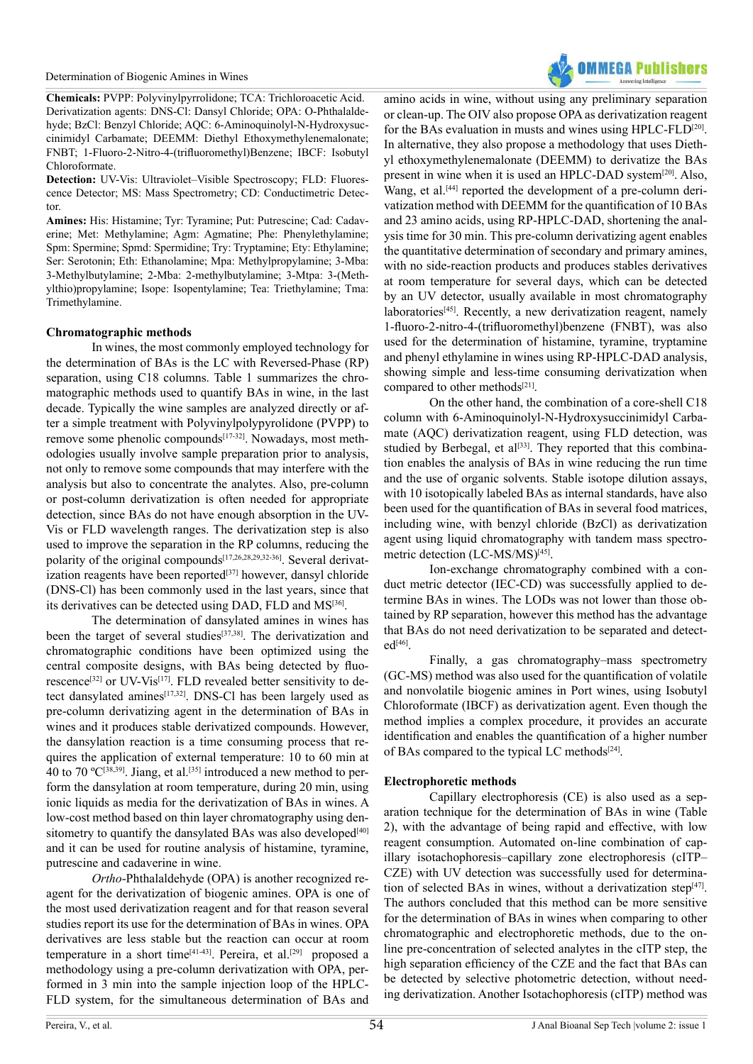**Chemicals:** PVPP: Polyvinylpyrrolidone; TCA: Trichloroacetic Acid. Derivatization agents: DNS-Cl: Dansyl Chloride; OPA: O-Phthalaldehyde; BzCl: Benzyl Chloride; AQC: 6-Aminoquinolyl-N-Hydroxysuccinimidyl Carbamate; DEEMM: Diethyl Ethoxymethylenemalonate; FNBT; 1-Fluoro-2-Nitro-4-(trifluoromethyl)Benzene; IBCF: Isobutyl Chloroformate.

**Detection:** UV-Vis: Ultraviolet–Visible Spectroscopy; FLD: Fluorescence Detector; MS: Mass Spectrometry; CD: Conductimetric Detector.

**Amines:** His: Histamine; Tyr: Tyramine; Put: Putrescine; Cad: Cadaverine; Met: Methylamine; Agm: Agmatine; Phe: Phenylethylamine; Spm: Spermine; Spmd: Spermidine; Try: Tryptamine; Ety: Ethylamine; Ser: Serotonin; Eth: Ethanolamine; Mpa: Methylpropylamine; 3-Mba: 3-Methylbutylamine; 2-Mba: 2-methylbutylamine; 3-Mtpa: 3-(Methylthio)propylamine; Isope: Isopentylamine; Tea: Triethylamine; Tma: Trimethylamine.

### Chromatographic methods

In wines, the most commonly employed technology for the determination of BAs is the LC with Reversed-Phase (RP) separation, using C18 columns. Table 1 summarizes the chromatographic methods used to quantify BAs in wine, in the last decade. Typically the wine samples are analyzed directly or after a simple treatment with Polyvinylpolypyrolidone (PVPP) to remove some phenolic compounds[17-32]. Nowadays, most methodologies usually involve sample preparation prior to analysis, not only to remove some compounds that may interfere with the analysis but also to concentrate the analytes. Also, pre-column or post-column derivatization is often needed for appropriate detection, since BAs do not have enough absorption in the UV-Vis or FLD wavelength ranges. The derivatization step is also used to improve the separation in the RP columns, reducing the polarity of the original compounds[17,26,28,29,32-36]. Several derivatization reagents have been reported[37] however, dansyl chloride (DNS-Cl) has been commonly used in the last years, since that its derivatives can be detected using DAD, FLD and MS[36].

The determination of dansylated amines in wines has been the target of several studies[37,38]. The derivatization and chromatographic conditions have been optimized using the central composite designs, with BAs being detected by fluorescence[32] or UV-Vis[17]. FLD revealed better sensitivity to detect dansylated amines[17,32]. DNS-Cl has been largely used as pre-column derivatizing agent in the determination of BAs in wines and it produces stable derivatized compounds. However, the dansylation reaction is a time consuming process that requires the application of external temperature: 10 to 60 min at 40 to 70 ºC[38,39]. Jiang, et al.[35] introduced a new method to perform the dansylation at room temperature, during 20 min, using ionic liquids as media for the derivatization of BAs in wines. A low-cost method based on thin layer chromatography using densitometry to quantify the dansylated BAs was also developed[40] and it can be used for routine analysis of histamine, tyramine, putrescine and cadaverine in wine.

*Ortho*-Phthalaldehyde (OPA) is another recognized reagent for the derivatization of biogenic amines. OPA is one of the most used derivatization reagent and for that reason several studies report its use for the determination of BAs in wines. OPA derivatives are less stable but the reaction can occur at room temperature in a short time[41-43]. Pereira, et al.[29] proposed a methodology using a pre-column derivatization with OPA, performed in 3 min into the sample injection loop of the HPLC-FLD system, for the simultaneous determination of BAs and amino acids in wine, without using any preliminary separation or clean-up. The OIV also propose OPA as derivatization reagent for the BAs evaluation in musts and wines using HPLC-FLD[20]. In alternative, they also propose a methodology that uses Diethyl ethoxymethylenemalonate (DEEMM) to derivatize the BAs present in wine when it is used an HPLC-DAD system[20]. Also, Wang, et al.[44] reported the development of a pre-column derivatization method with DEEMM for the quantification of 10 BAs and 23 amino acids, using RP-HPLC-DAD, shortening the analysis time for 30 min. This pre-column derivatizing agent enables the quantitative determination of secondary and primary amines, with no side-reaction products and produces stables derivatives at room temperature for several days, which can be detected by an UV detector, usually available in most chromatography laboratories[45]. Recently, a new derivatization reagent, namely 1-fluoro-2-nitro-4-(trifluoromethyl)benzene (FNBT), was also used for the determination of histamine, tyramine, tryptamine and phenyl ethylamine in wines using RP-HPLC-DAD analysis, showing simple and less-time consuming derivatization when compared to other methods[21].

On the other hand, the combination of a core-shell C18 column with 6-Aminoquinolyl-N-Hydroxysuccinimidyl Carbamate (AQC) derivatization reagent, using FLD detection, was studied by Berbegal, et al[33]. They reported that this combination enables the analysis of BAs in wine reducing the run time and the use of organic solvents. Stable isotope dilution assays, with 10 isotopically labeled BAs as internal standards, have also been used for the quantification of BAs in several food matrices, including wine, with benzyl chloride (BzCl) as derivatization agent using liquid chromatography with tandem mass spectrometric detection (LC-MS/MS)[45].

Ion-exchange chromatography combined with a conduct metric detector (IEC-CD) was successfully applied to determine BAs in wines. The LODs was not lower than those obtained by RP separation, however this method has the advantage that BAs do not need derivatization to be separated and detected[46].

Finally, a gas chromatography–mass spectrometry (GC-MS) method was also used for the quantification of volatile and nonvolatile biogenic amines in Port wines, using Isobutyl Chloroformate (IBCF) as derivatization agent. Even though the method implies a complex procedure, it provides an accurate identification and enables the quantification of a higher number of BAs compared to the typical LC methods[24].

### Electrophoretic methods

Capillary electrophoresis (CE) is also used as a separation technique for the determination of BAs in wine (Table 2), with the advantage of being rapid and effective, with low reagent consumption. Automated on-line combination of capillary isotachophoresis–capillary zone electrophoresis (cITP–CZE) with UV detection was successfully used for determination of selected BAs in wines, without a derivatization step[47]. The authors concluded that this method can be more sensitive for the determination of BAs in wines when comparing to other chromatographic and electrophoretic methods, due to the on-line pre-concentration of selected analytes in the cITP step, the high separation efficiency of the CZE and the fact that BAs can be detected by selective photometric detection, without needing derivatization. Another Isotachophoresis (cITP) method was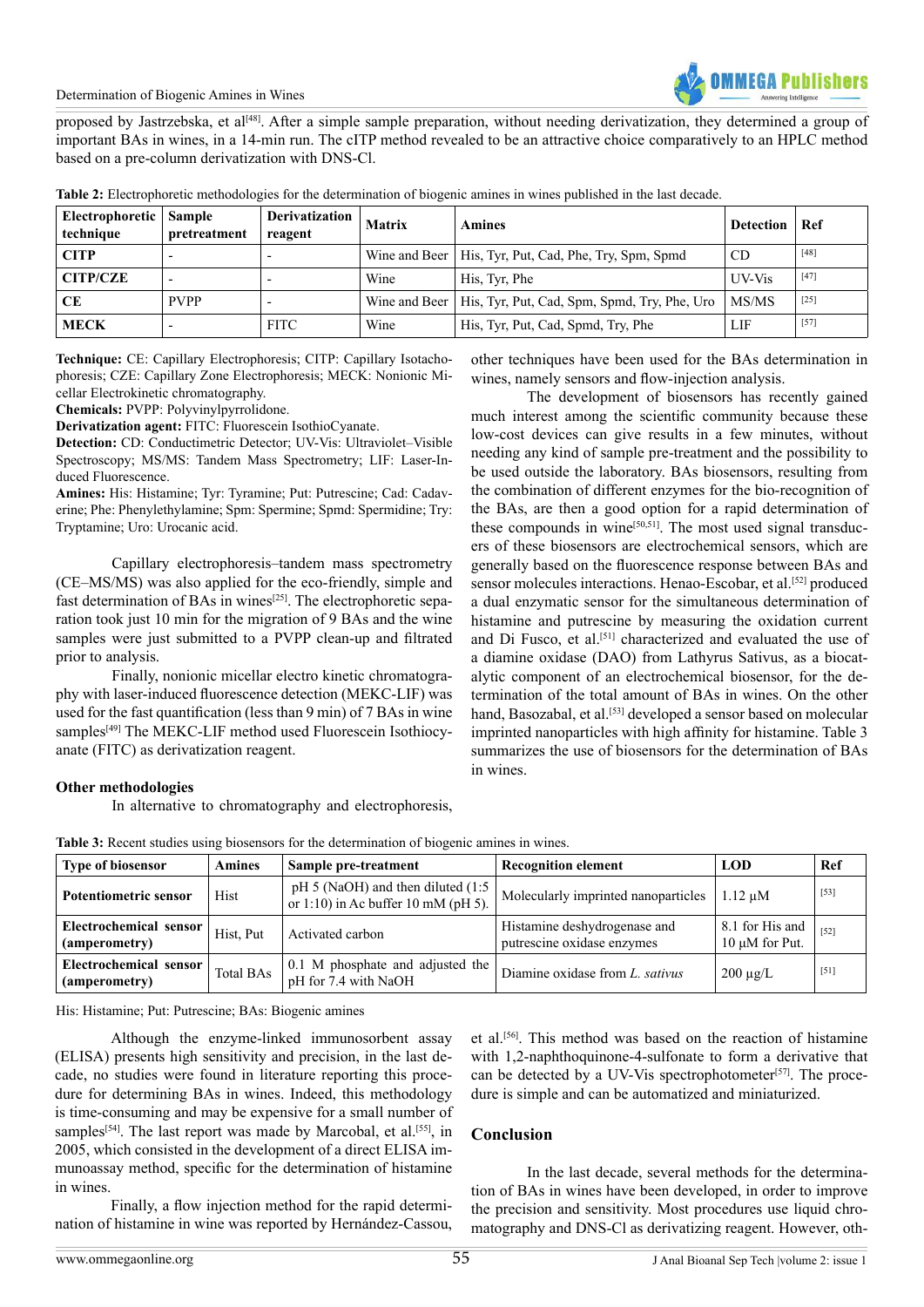proposed by Jastrzebska, et al[48]. After a simple sample preparation, without needing derivatization, they determined a group of important BAs in wines, in a 14-min run. The cITP method revealed to be an attractive choice comparatively to an HPLC method based on a pre-column derivatization with DNS-Cl.

**Table 2:** Electrophoretic methodologies for the determination of biogenic amines in wines published in the last decade.

| Electrophoretic technique | Sample pretreatment | Derivatization reagent | Matrix | Amines | Detection | Ref |
|---|---|---|---|---|---|---|
| **CITP** | - | - | Wine and Beer | His, Tyr, Put, Cad, Phe, Try, Spm, Spmd | CD | [48] |
| **CITP/CZE** | - | - | Wine | His, Tyr, Phe | UV-Vis | [47] |
| **CE** | PVPP | - | Wine and Beer | His, Tyr, Put, Cad, Spm, Spmd, Try, Phe, Uro | MS/MS | [25] |
| **MECK** | - | FITC | Wine | His, Tyr, Put, Cad, Spmd, Try, Phe | LIF | [57] |

**Technique:** CE: Capillary Electrophoresis; CITP: Capillary Isotachophoresis; CZE: Capillary Zone Electrophoresis; MECK: Nonionic Micellar Electrokinetic chromatography.
**Chemicals:** PVPP: Polyvinylpyrrolidone.
**Derivatization agent:** FITC: Fluorescein IsothioCyanate.
**Detection:** CD: Conductimetric Detector; UV-Vis: Ultraviolet–Visible Spectroscopy; MS/MS: Tandem Mass Spectrometry; LIF: Laser-Induced Fluorescence.
**Amines:** His: Histamine; Tyr: Tyramine; Put: Putrescine; Cad: Cadaverine; Phe: Phenylethylamine; Spm: Spermine; Spmd: Spermidine; Try: Tryptamine; Uro: Urocanic acid.

Capillary electrophoresis–tandem mass spectrometry (CE–MS/MS) was also applied for the eco-friendly, simple and fast determination of BAs in wines[25]. The electrophoretic separation took just 10 min for the migration of 9 BAs and the wine samples were just submitted to a PVPP clean-up and filtrated prior to analysis.

Finally, nonionic micellar electro kinetic chromatography with laser-induced fluorescence detection (MEKC-LIF) was used for the fast quantification (less than 9 min) of 7 BAs in wine samples[49] The MEKC-LIF method used Fluorescein Isothiocyanate (FITC) as derivatization reagent.

### Other methodologies

In alternative to chromatography and electrophoresis, other techniques have been used for the BAs determination in wines, namely sensors and flow-injection analysis.

The development of biosensors has recently gained much interest among the scientific community because these low-cost devices can give results in a few minutes, without needing any kind of sample pre-treatment and the possibility to be used outside the laboratory. BAs biosensors, resulting from the combination of different enzymes for the bio-recognition of the BAs, are then a good option for a rapid determination of these compounds in wine[50,51]. The most used signal transducers of these biosensors are electrochemical sensors, which are generally based on the fluorescence response between BAs and sensor molecules interactions. Henao-Escobar, et al.[52] produced a dual enzymatic sensor for the simultaneous determination of histamine and putrescine by measuring the oxidation current and Di Fusco, et al.[51] characterized and evaluated the use of a diamine oxidase (DAO) from Lathyrus Sativus, as a biocatalytic component of an electrochemical biosensor, for the determination of the total amount of BAs in wines. On the other hand, Basozabal, et al.[53] developed a sensor based on molecular imprinted nanoparticles with high affinity for histamine. Table 3 summarizes the use of biosensors for the determination of BAs in wines.

**Table 3:** Recent studies using biosensors for the determination of biogenic amines in wines.

| Type of biosensor | Amines | Sample pre-treatment | Recognition element | LOD | Ref |
|---|---|---|---|---|---|
| **Potentiometric sensor** | Hist | pH 5 (NaOH) and then diluted (1:5 or 1:10) in Ac buffer 10 mM (pH 5). | Molecularly imprinted nanoparticles | 1.12 µM | [53] |
| **Electrochemical sensor (amperometry)** | Hist, Put | Activated carbon | Histamine deshydrogenase and putrescine oxidase enzymes | 8.1 for His and 10 µM for Put. | [52] |
| **Electrochemical sensor (amperometry)** | Total BAs | 0.1 M phosphate and adjusted the pH for 7.4 with NaOH | Diamine oxidase from *L. sativus* | 200 µg/L | [51] |

His: Histamine; Put: Putrescine; BAs: Biogenic amines

Although the enzyme-linked immunosorbent assay (ELISA) presents high sensitivity and precision, in the last decade, no studies were found in literature reporting this procedure for determining BAs in wines. Indeed, this methodology is time-consuming and may be expensive for a small number of samples[54]. The last report was made by Marcobal, et al.[55], in 2005, which consisted in the development of a direct ELISA immunoassay method, specific for the determination of histamine in wines.

Finally, a flow injection method for the rapid determination of histamine in wine was reported by Hernández-Cassou, et al.[56]. This method was based on the reaction of histamine with 1,2-naphthoquinone-4-sulfonate to form a derivative that can be detected by a UV-Vis spectrophotometer[57]. The procedure is simple and can be automatized and miniaturized.

## Conclusion

In the last decade, several methods for the determination of BAs in wines have been developed, in order to improve the precision and sensitivity. Most procedures use liquid chromatography and DNS-Cl as derivatizing reagent. However, oth-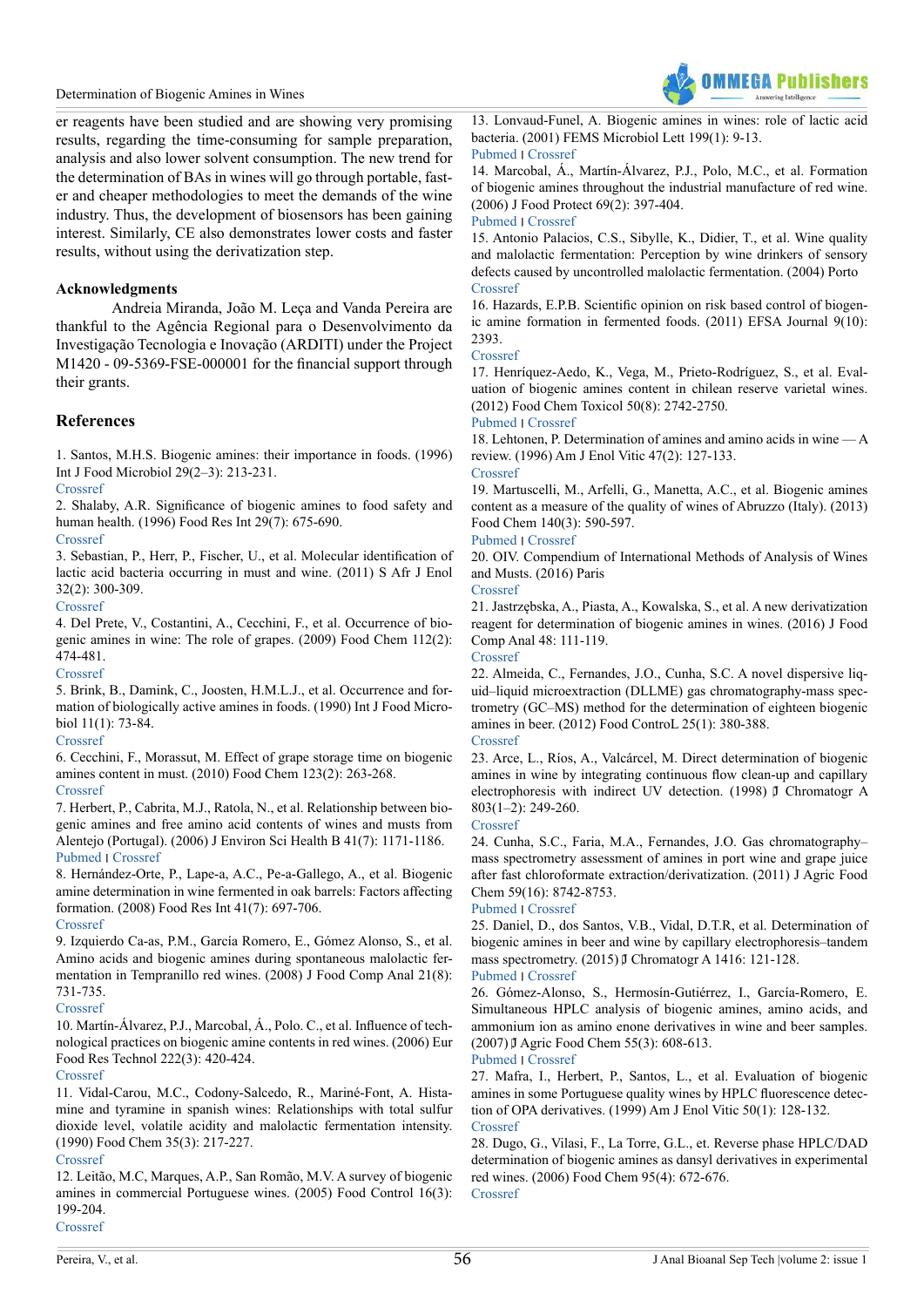er reagents have been studied and are showing very promising results, regarding the time-consuming for sample preparation, analysis and also lower solvent consumption. The new trend for the determination of BAs in wines will go through portable, faster and cheaper methodologies to meet the demands of the wine industry. Thus, the development of biosensors has been gaining interest. Similarly, CE also demonstrates lower costs and faster results, without using the derivatization step.

## Acknowledgments

Andreia Miranda, João M. Leça and Vanda Pereira are thankful to the Agência Regional para o Desenvolvimento da Investigação Tecnologia e Inovação (ARDITI) under the Project M1420 - 09-5369-FSE-000001 for the financial support through their grants.

## References

1. Santos, M.H.S. Biogenic amines: their importance in foods. (1996) Int J Food Microbiol 29(2–3): 213-231.
Crossref
2. Shalaby, A.R. Significance of biogenic amines to food safety and human health. (1996) Food Res Int 29(7): 675-690.
Crossref
3. Sebastian, P., Herr, P., Fischer, U., et al. Molecular identification of lactic acid bacteria occurring in must and wine. (2011) S Afr J Enol 32(2): 300-309.
Crossref
4. Del Prete, V., Costantini, A., Cecchini, F., et al. Occurrence of biogenic amines in wine: The role of grapes. (2009) Food Chem 112(2): 474-481.
Crossref
5. Brink, B., Damink, C., Joosten, H.M.L.J., et al. Occurrence and formation of biologically active amines in foods. (1990) Int J Food Microbiol 11(1): 73-84.
Crossref
6. Cecchini, F., Morassut, M. Effect of grape storage time on biogenic amines content in must. (2010) Food Chem 123(2): 263-268.
Crossref
7. Herbert, P., Cabrita, M.J., Ratola, N., et al. Relationship between biogenic amines and free amino acid contents of wines and musts from Alentejo (Portugal). (2006) J Environ Sci Health B 41(7): 1171-1186.
Pubmed | Crossref
8. Hernández-Orte, P., Lape-a, A.C., Pe-a-Gallego, A., et al. Biogenic amine determination in wine fermented in oak barrels: Factors affecting formation. (2008) Food Res Int 41(7): 697-706.
Crossref
9. Izquierdo Ca-as, P.M., García Romero, E., Gómez Alonso, S., et al. Amino acids and biogenic amines during spontaneous malolactic fermentation in Tempranillo red wines. (2008) J Food Comp Anal 21(8): 731-735.
Crossref
10. Martín-Álvarez, P.J., Marcobal, Á., Polo. C., et al. Influence of technological practices on biogenic amine contents in red wines. (2006) Eur Food Res Technol 222(3): 420-424.
Crossref
11. Vidal-Carou, M.C., Codony-Salcedo, R., Mariné-Font, A. Histamine and tyramine in spanish wines: Relationships with total sulfur dioxide level, volatile acidity and malolactic fermentation intensity. (1990) Food Chem 35(3): 217-227.
Crossref
12. Leitão, M.C, Marques, A.P., San Romão, M.V. A survey of biogenic amines in commercial Portuguese wines. (2005) Food Control 16(3): 199-204.
Crossref
13. Lonvaud-Funel, A. Biogenic amines in wines: role of lactic acid bacteria. (2001) FEMS Microbiol Lett 199(1): 9-13.
Pubmed | Crossref
14. Marcobal, Á., Martín-Álvarez, P.J., Polo, M.C., et al. Formation of biogenic amines throughout the industrial manufacture of red wine. (2006) J Food Protect 69(2): 397-404.
Pubmed | Crossref
15. Antonio Palacios, C.S., Sibylle, K., Didier, T., et al. Wine quality and malolactic fermentation: Perception by wine drinkers of sensory defects caused by uncontrolled malolactic fermentation. (2004) Porto
Crossref
16. Hazards, E.P.B. Scientific opinion on risk based control of biogenic amine formation in fermented foods. (2011) EFSA Journal 9(10): 2393.
Crossref
17. Henríquez-Aedo, K., Vega, M., Prieto-Rodríguez, S., et al. Evaluation of biogenic amines content in chilean reserve varietal wines. (2012) Food Chem Toxicol 50(8): 2742-2750.
Pubmed | Crossref
18. Lehtonen, P. Determination of amines and amino acids in wine — A review. (1996) Am J Enol Vitic 47(2): 127-133.
Crossref
19. Martuscelli, M., Arfelli, G., Manetta, A.C., et al. Biogenic amines content as a measure of the quality of wines of Abruzzo (Italy). (2013) Food Chem 140(3): 590-597.
Pubmed | Crossref
20. OIV. Compendium of International Methods of Analysis of Wines and Musts. (2016) Paris
Crossref
21. Jastrzębska, A., Piasta, A., Kowalska, S., et al. A new derivatization reagent for determination of biogenic amines in wines. (2016) J Food Comp Anal 48: 111-119.
Crossref
22. Almeida, C., Fernandes, J.O., Cunha, S.C. A novel dispersive liquid–liquid microextraction (DLLME) gas chromatography-mass spectrometry (GC–MS) method for the determination of eighteen biogenic amines in beer. (2012) Food ControL 25(1): 380-388.
Crossref
23. Arce, L., Ríos, A., Valcárcel, M. Direct determination of biogenic amines in wine by integrating continuous flow clean-up and capillary electrophoresis with indirect UV detection. (1998) J Chromatogr A 803(1–2): 249-260.
Crossref
24. Cunha, S.C., Faria, M.A., Fernandes, J.O. Gas chromatography–mass spectrometry assessment of amines in port wine and grape juice after fast chloroformate extraction/derivatization. (2011) J Agric Food Chem 59(16): 8742-8753.
Pubmed | Crossref
25. Daniel, D., dos Santos, V.B., Vidal, D.T.R, et al. Determination of biogenic amines in beer and wine by capillary electrophoresis–tandem mass spectrometry. (2015) J Chromatogr A 1416: 121-128.
Pubmed | Crossref
26. Gómez-Alonso, S., Hermosín-Gutiérrez, I., García-Romero, E. Simultaneous HPLC analysis of biogenic amines, amino acids, and ammonium ion as amino enone derivatives in wine and beer samples. (2007) J Agric Food Chem 55(3): 608-613.
Pubmed | Crossref
27. Mafra, I., Herbert, P., Santos, L., et al. Evaluation of biogenic amines in some Portuguese quality wines by HPLC fluorescence detection of OPA derivatives. (1999) Am J Enol Vitic 50(1): 128-132.
Crossref
28. Dugo, G., Vilasi, F., La Torre, G.L., et. Reverse phase HPLC/DAD determination of biogenic amines as dansyl derivatives in experimental red wines. (2006) Food Chem 95(4): 672-676.
Crossref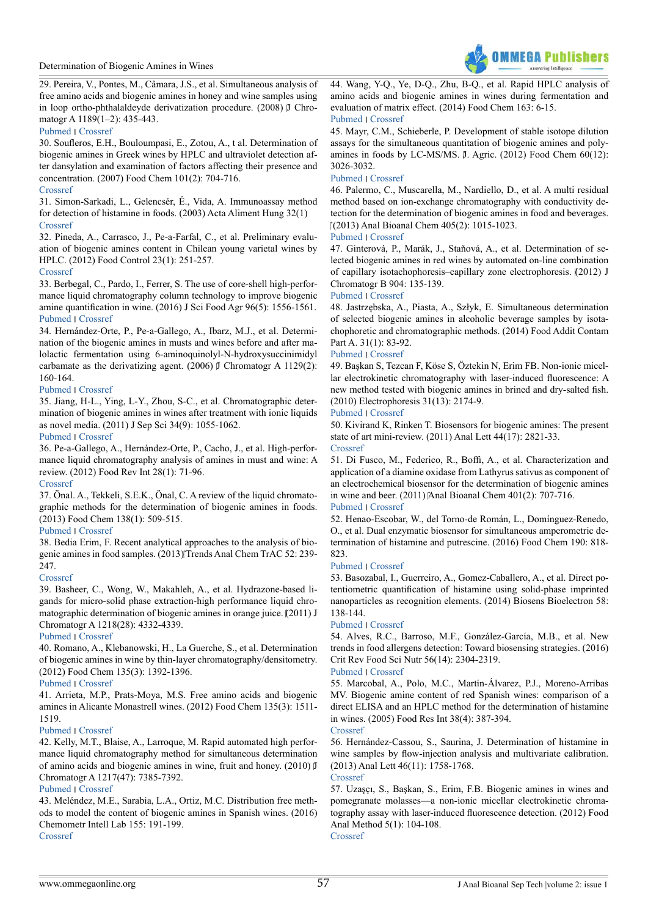29. Pereira, V., Pontes, M., Câmara, J.S., et al. Simultaneous analysis of free amino acids and biogenic amines in honey and wine samples using in loop ortho-phthalaldeyde derivatization procedure. (2008) J Chromatogr A 1189(1–2): 435-443.
Pubmed | Crossref

30. Soufleros, E.H., Bouloumpasi, E., Zotou, A., t al. Determination of biogenic amines in Greek wines by HPLC and ultraviolet detection after dansylation and examination of factors affecting their presence and concentration. (2007) Food Chem 101(2): 704-716.
Crossref

31. Simon-Sarkadi, L., Gelencsér, É., Vida, A. Immunoassay method for detection of histamine in foods. (2003) Acta Aliment Hung 32(1)
Crossref

32. Pineda, A., Carrasco, J., Pe-a-Farfal, C., et al. Preliminary evaluation of biogenic amines content in Chilean young varietal wines by HPLC. (2012) Food Control 23(1): 251-257.
Crossref

33. Berbegal, C., Pardo, I., Ferrer, S. The use of core-shell high-performance liquid chromatography column technology to improve biogenic amine quantification in wine. (2016) J Sci Food Agr 96(5): 1556-1561.
Pubmed | Crossref

34. Hernández-Orte, P., Pe-a-Gallego, A., Ibarz, M.J., et al. Determination of the biogenic amines in musts and wines before and after malolactic fermentation using 6-aminoquinolyl-N-hydroxysuccinimidyl carbamate as the derivatizing agent. (2006) J Chromatogr A 1129(2): 160-164.
Pubmed | Crossref

35. Jiang, H-L., Ying, L-Y., Zhou, S-C., et al. Chromatographic determination of biogenic amines in wines after treatment with ionic liquids as novel media. (2011) J Sep Sci 34(9): 1055-1062.
Pubmed | Crossref

36. Pe-a-Gallego, A., Hernández-Orte, P., Cacho, J., et al. High-performance liquid chromatography analysis of amines in must and wine: A review. (2012) Food Rev Int 28(1): 71-96.
Crossref

37. Önal. A., Tekkeli, S.E.K., Önal, C. A review of the liquid chromatographic methods for the determination of biogenic amines in foods. (2013) Food Chem 138(1): 509-515.
Pubmed | Crossref

38. Bedia Erim, F. Recent analytical approaches to the analysis of biogenic amines in food samples. (2013) Trends Anal Chem TrAC 52: 239-247.
Crossref

39. Basheer, C., Wong, W., Makahleh, A., et al. Hydrazone-based ligands for micro-solid phase extraction-high performance liquid chromatographic determination of biogenic amines in orange juice. (2011) J Chromatogr A 1218(28): 4332-4339.
Pubmed | Crossref

40. Romano, A., Klebanowski, H., La Guerche, S., et al. Determination of biogenic amines in wine by thin-layer chromatography/densitometry. (2012) Food Chem 135(3): 1392-1396.
Pubmed | Crossref

41. Arrieta, M.P., Prats-Moya, M.S. Free amino acids and biogenic amines in Alicante Monastrell wines. (2012) Food Chem 135(3): 1511-1519.
Pubmed | Crossref

42. Kelly, M.T., Blaise, A., Larroque, M. Rapid automated high performance liquid chromatography method for simultaneous determination of amino acids and biogenic amines in wine, fruit and honey. (2010) J Chromatogr A 1217(47): 7385-7392.
Pubmed | Crossref

43. Meléndez, M.E., Sarabia, L.A., Ortiz, M.C. Distribution free methods to model the content of biogenic amines in Spanish wines. (2016) Chemometr Intell Lab 155: 191-199.
Crossref

44. Wang, Y-Q., Ye, D-Q., Zhu, B-Q., et al. Rapid HPLC analysis of amino acids and biogenic amines in wines during fermentation and evaluation of matrix effect. (2014) Food Chem 163: 6-15.
Pubmed | Crossref

45. Mayr, C.M., Schieberle, P. Development of stable isotope dilution assays for the simultaneous quantitation of biogenic amines and polyamines in foods by LC-MS/MS. J. Agric. (2012) Food Chem 60(12): 3026-3032.
Pubmed | Crossref

46. Palermo, C., Muscarella, M., Nardiello, D., et al. A multi residual method based on ion-exchange chromatography with conductivity detection for the determination of biogenic amines in food and beverages. (2013) Anal Bioanal Chem 405(2): 1015-1023.
Pubmed | Crossref

47. Ginterová, P., Marák, J., Staňová, A., et al. Determination of selected biogenic amines in red wines by automated on-line combination of capillary isotachophoresis–capillary zone electrophoresis. (2012) J Chromatogr B 904: 135-139.
Pubmed | Crossref

48. Jastrzębska, A., Piasta, A., Szłyk, E. Simultaneous determination of selected biogenic amines in alcoholic beverage samples by isotachophoretic and chromatographic methods. (2014) Food Addit Contam Part A. 31(1): 83-92.
Pubmed | Crossref

49. Başkan S, Tezcan F, Köse S, Öztekin N, Erim FB. Non-ionic micellar electrokinetic chromatography with laser-induced fluorescence: A new method tested with biogenic amines in brined and dry-salted fish. (2010) Electrophoresis 31(13): 2174-9.
Pubmed | Crossref

50. Kivirand K, Rinken T. Biosensors for biogenic amines: The present state of art mini-review. (2011) Anal Lett 44(17): 2821-33.
Crossref

51. Di Fusco, M., Federico, R., Boffi, A., et al. Characterization and application of a diamine oxidase from Lathyrus sativus as component of an electrochemical biosensor for the determination of biogenic amines in wine and beer. (2011) Anal Bioanal Chem 401(2): 707-716.
Pubmed | Crossref

52. Henao-Escobar, W., del Torno-de Román, L., Domínguez-Renedo, O., et al. Dual enzymatic biosensor for simultaneous amperometric determination of histamine and putrescine. (2016) Food Chem 190: 818-823.
Pubmed | Crossref

53. Basozabal, I., Guerreiro, A., Gomez-Caballero, A., et al. Direct potentiometric quantification of histamine using solid-phase imprinted nanoparticles as recognition elements. (2014) Biosens Bioelectron 58: 138-144.
Pubmed | Crossref

54. Alves, R.C., Barroso, M.F., González-García, M.B., et al. New trends in food allergens detection: Toward biosensing strategies. (2016) Crit Rev Food Sci Nutr 56(14): 2304-2319.
Pubmed | Crossref

55. Marcobal, A., Polo, M.C., Martín-Álvarez, P.J., Moreno-Arribas MV. Biogenic amine content of red Spanish wines: comparison of a direct ELISA and an HPLC method for the determination of histamine in wines. (2005) Food Res Int 38(4): 387-394.
Crossref

56. Hernández-Cassou, S., Saurina, J. Determination of histamine in wine samples by flow-injection analysis and multivariate calibration. (2013) Anal Lett 46(11): 1758-1768.
Crossref

57. Uzaşçı, S., Başkan, S., Erim, F.B. Biogenic amines in wines and pomegranate molasses—a non-ionic micellar electrokinetic chromatography assay with laser-induced fluorescence detection. (2012) Food Anal Method 5(1): 104-108.
Crossref